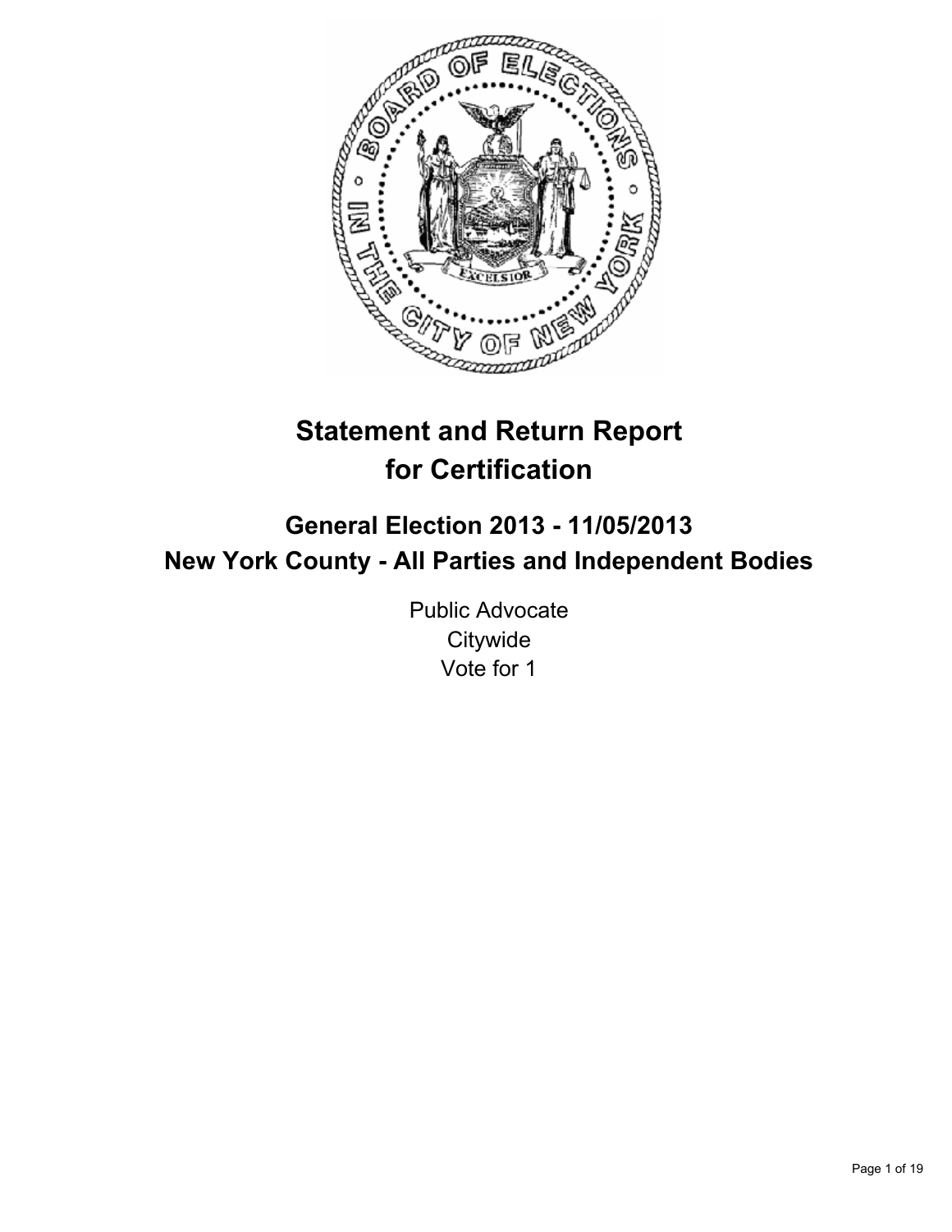# Statement and Return Report for Certification

## General Election 2013 - 11/05/2013
## New York County - All Parties and Independent Bodies

Public Advocate
Citywide
Vote for 1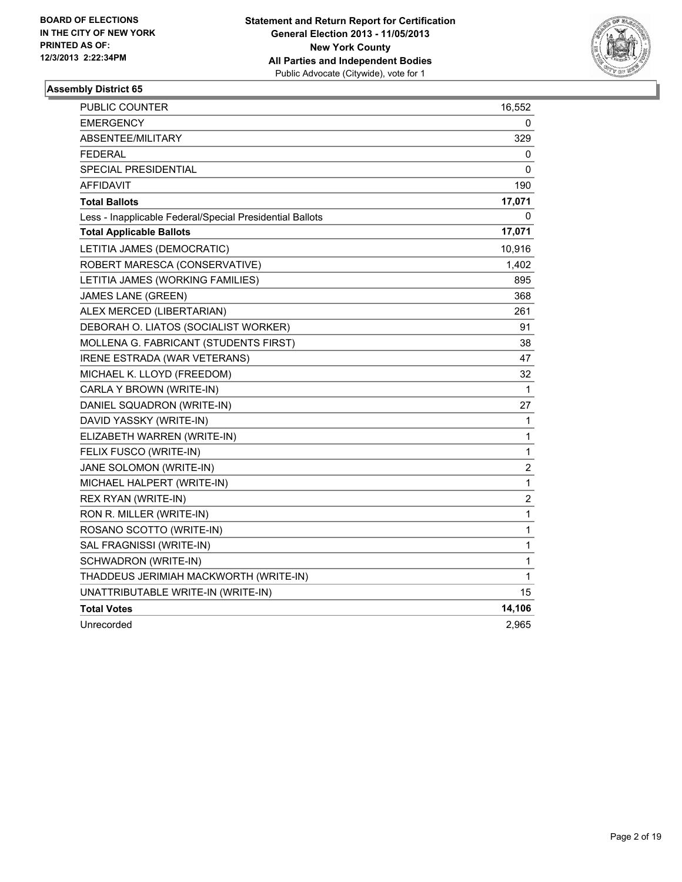**BOARD OF ELECTIONS IN THE CITY OF NEW YORK PRINTED AS OF: 12/3/2013 2:22:34PM**

**Statement and Return Report for Certification General Election 2013 - 11/05/2013 New York County All Parties and Independent Bodies**
Public Advocate (Citywide), vote for 1

### Assembly District 65

| | |
|---|---|
| PUBLIC COUNTER | 16,552 |
| EMERGENCY | 0 |
| ABSENTEE/MILITARY | 329 |
| FEDERAL | 0 |
| SPECIAL PRESIDENTIAL | 0 |
| AFFIDAVIT | 190 |
| **Total Ballots** | **17,071** |
| Less - Inapplicable Federal/Special Presidential Ballots | 0 |
| **Total Applicable Ballots** | **17,071** |
| LETITIA JAMES (DEMOCRATIC) | 10,916 |
| ROBERT MARESCA (CONSERVATIVE) | 1,402 |
| LETITIA JAMES (WORKING FAMILIES) | 895 |
| JAMES LANE (GREEN) | 368 |
| ALEX MERCED (LIBERTARIAN) | 261 |
| DEBORAH O. LIATOS (SOCIALIST WORKER) | 91 |
| MOLLENA G. FABRICANT (STUDENTS FIRST) | 38 |
| IRENE ESTRADA (WAR VETERANS) | 47 |
| MICHAEL K. LLOYD (FREEDOM) | 32 |
| CARLA Y BROWN (WRITE-IN) | 1 |
| DANIEL SQUADRON (WRITE-IN) | 27 |
| DAVID YASSKY (WRITE-IN) | 1 |
| ELIZABETH WARREN (WRITE-IN) | 1 |
| FELIX FUSCO (WRITE-IN) | 1 |
| JANE SOLOMON (WRITE-IN) | 2 |
| MICHAEL HALPERT (WRITE-IN) | 1 |
| REX RYAN (WRITE-IN) | 2 |
| RON R. MILLER (WRITE-IN) | 1 |
| ROSANO SCOTTO (WRITE-IN) | 1 |
| SAL FRAGNISSI (WRITE-IN) | 1 |
| SCHWADRON (WRITE-IN) | 1 |
| THADDEUS JERIMIAH MACKWORTH (WRITE-IN) | 1 |
| UNATTRIBUTABLE WRITE-IN (WRITE-IN) | 15 |
| **Total Votes** | **14,106** |
| Unrecorded | 2,965 |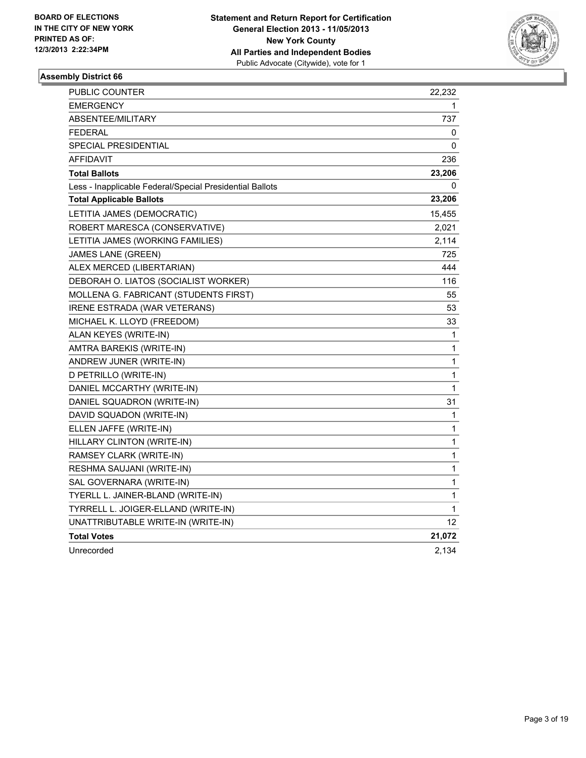**BOARD OF ELECTIONS IN THE CITY OF NEW YORK PRINTED AS OF: 12/3/2013 2:22:34PM**

**Statement and Return Report for Certification**
**General Election 2013 - 11/05/2013**
**New York County**
**All Parties and Independent Bodies**
Public Advocate (Citywide), vote for 1

### Assembly District 66

| | |
|---|---|
| PUBLIC COUNTER | 22,232 |
| EMERGENCY | 1 |
| ABSENTEE/MILITARY | 737 |
| FEDERAL | 0 |
| SPECIAL PRESIDENTIAL | 0 |
| AFFIDAVIT | 236 |
| **Total Ballots** | **23,206** |
| Less - Inapplicable Federal/Special Presidential Ballots | 0 |
| **Total Applicable Ballots** | **23,206** |
| LETITIA JAMES (DEMOCRATIC) | 15,455 |
| ROBERT MARESCA (CONSERVATIVE) | 2,021 |
| LETITIA JAMES (WORKING FAMILIES) | 2,114 |
| JAMES LANE (GREEN) | 725 |
| ALEX MERCED (LIBERTARIAN) | 444 |
| DEBORAH O. LIATOS (SOCIALIST WORKER) | 116 |
| MOLLENA G. FABRICANT (STUDENTS FIRST) | 55 |
| IRENE ESTRADA (WAR VETERANS) | 53 |
| MICHAEL K. LLOYD (FREEDOM) | 33 |
| ALAN KEYES (WRITE-IN) | 1 |
| AMTRA BAREKIS (WRITE-IN) | 1 |
| ANDREW JUNER (WRITE-IN) | 1 |
| D PETRILLO (WRITE-IN) | 1 |
| DANIEL MCCARTHY (WRITE-IN) | 1 |
| DANIEL SQUADRON (WRITE-IN) | 31 |
| DAVID SQUADON (WRITE-IN) | 1 |
| ELLEN JAFFE (WRITE-IN) | 1 |
| HILLARY CLINTON (WRITE-IN) | 1 |
| RAMSEY CLARK (WRITE-IN) | 1 |
| RESHMA SAUJANI (WRITE-IN) | 1 |
| SAL GOVERNARA (WRITE-IN) | 1 |
| TYERLL L. JAINER-BLAND (WRITE-IN) | 1 |
| TYRRELL L. JOIGER-ELLAND (WRITE-IN) | 1 |
| UNATTRIBUTABLE WRITE-IN (WRITE-IN) | 12 |
| **Total Votes** | **21,072** |
| Unrecorded | 2,134 |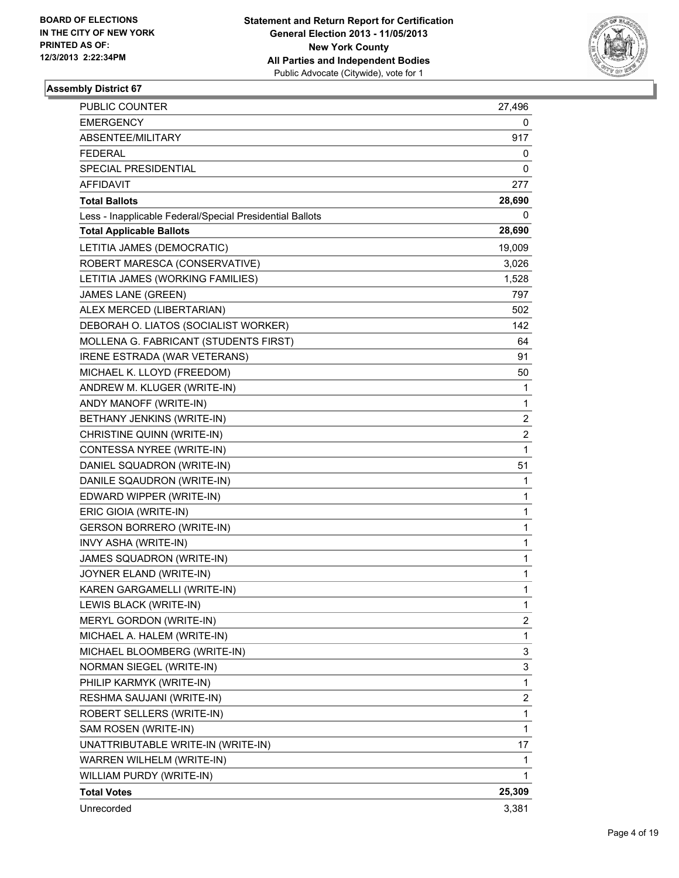**BOARD OF ELECTIONS IN THE CITY OF NEW YORK PRINTED AS OF: 12/3/2013 2:22:34PM**

**Statement and Return Report for Certification General Election 2013 - 11/05/2013 New York County All Parties and Independent Bodies**
Public Advocate (Citywide), vote for 1

### Assembly District 67

| | |
|---|---|
| PUBLIC COUNTER | 27,496 |
| EMERGENCY | 0 |
| ABSENTEE/MILITARY | 917 |
| FEDERAL | 0 |
| SPECIAL PRESIDENTIAL | 0 |
| AFFIDAVIT | 277 |
| **Total Ballots** | **28,690** |
| Less - Inapplicable Federal/Special Presidential Ballots | 0 |
| **Total Applicable Ballots** | **28,690** |
| LETITIA JAMES (DEMOCRATIC) | 19,009 |
| ROBERT MARESCA (CONSERVATIVE) | 3,026 |
| LETITIA JAMES (WORKING FAMILIES) | 1,528 |
| JAMES LANE (GREEN) | 797 |
| ALEX MERCED (LIBERTARIAN) | 502 |
| DEBORAH O. LIATOS (SOCIALIST WORKER) | 142 |
| MOLLENA G. FABRICANT (STUDENTS FIRST) | 64 |
| IRENE ESTRADA (WAR VETERANS) | 91 |
| MICHAEL K. LLOYD (FREEDOM) | 50 |
| ANDREW M. KLUGER (WRITE-IN) | 1 |
| ANDY MANOFF (WRITE-IN) | 1 |
| BETHANY JENKINS (WRITE-IN) | 2 |
| CHRISTINE QUINN (WRITE-IN) | 2 |
| CONTESSA NYREE (WRITE-IN) | 1 |
| DANIEL SQUADRON (WRITE-IN) | 51 |
| DANILE SQAUDRON (WRITE-IN) | 1 |
| EDWARD WIPPER (WRITE-IN) | 1 |
| ERIC GIOIA (WRITE-IN) | 1 |
| GERSON BORRERO (WRITE-IN) | 1 |
| INVY ASHA (WRITE-IN) | 1 |
| JAMES SQUADRON (WRITE-IN) | 1 |
| JOYNER ELAND (WRITE-IN) | 1 |
| KAREN GARGAMELLI (WRITE-IN) | 1 |
| LEWIS BLACK (WRITE-IN) | 1 |
| MERYL GORDON (WRITE-IN) | 2 |
| MICHAEL A. HALEM (WRITE-IN) | 1 |
| MICHAEL BLOOMBERG (WRITE-IN) | 3 |
| NORMAN SIEGEL (WRITE-IN) | 3 |
| PHILIP KARMYK (WRITE-IN) | 1 |
| RESHMA SAUJANI (WRITE-IN) | 2 |
| ROBERT SELLERS (WRITE-IN) | 1 |
| SAM ROSEN (WRITE-IN) | 1 |
| UNATTRIBUTABLE WRITE-IN (WRITE-IN) | 17 |
| WARREN WILHELM (WRITE-IN) | 1 |
| WILLIAM PURDY (WRITE-IN) | 1 |
| **Total Votes** | **25,309** |
| Unrecorded | 3,381 |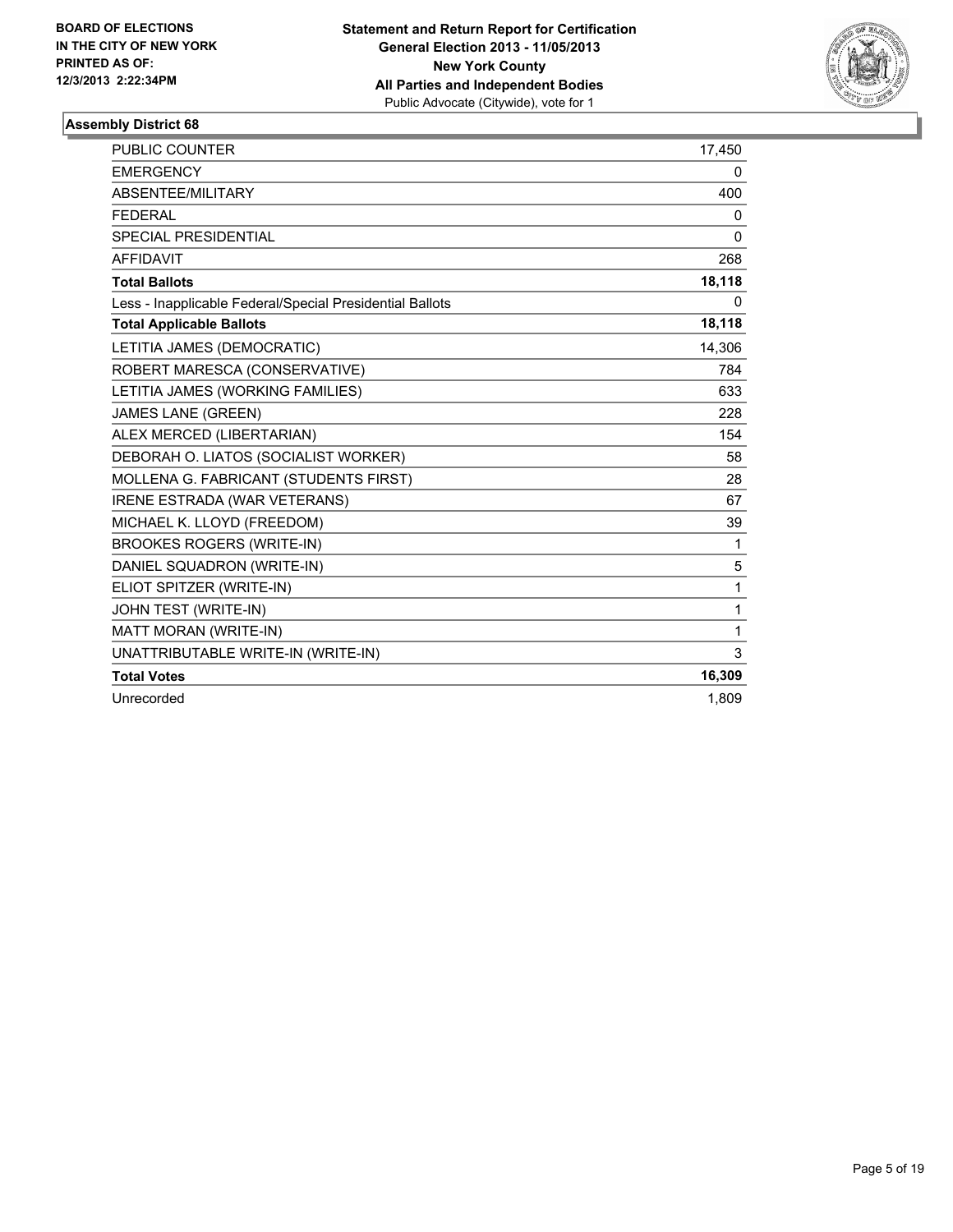**BOARD OF ELECTIONS IN THE CITY OF NEW YORK PRINTED AS OF: 12/3/2013 2:22:34PM**

**Statement and Return Report for Certification**
**General Election 2013 - 11/05/2013**
**New York County**
**All Parties and Independent Bodies**
Public Advocate (Citywide), vote for 1

**Assembly District 68**

| | |
|---|---|
| PUBLIC COUNTER | 17,450 |
| EMERGENCY | 0 |
| ABSENTEE/MILITARY | 400 |
| FEDERAL | 0 |
| SPECIAL PRESIDENTIAL | 0 |
| AFFIDAVIT | 268 |
| **Total Ballots** | **18,118** |
| Less - Inapplicable Federal/Special Presidential Ballots | 0 |
| **Total Applicable Ballots** | **18,118** |
| LETITIA JAMES (DEMOCRATIC) | 14,306 |
| ROBERT MARESCA (CONSERVATIVE) | 784 |
| LETITIA JAMES (WORKING FAMILIES) | 633 |
| JAMES LANE (GREEN) | 228 |
| ALEX MERCED (LIBERTARIAN) | 154 |
| DEBORAH O. LIATOS (SOCIALIST WORKER) | 58 |
| MOLLENA G. FABRICANT (STUDENTS FIRST) | 28 |
| IRENE ESTRADA (WAR VETERANS) | 67 |
| MICHAEL K. LLOYD (FREEDOM) | 39 |
| BROOKES ROGERS (WRITE-IN) | 1 |
| DANIEL SQUADRON (WRITE-IN) | 5 |
| ELIOT SPITZER (WRITE-IN) | 1 |
| JOHN TEST (WRITE-IN) | 1 |
| MATT MORAN (WRITE-IN) | 1 |
| UNATTRIBUTABLE WRITE-IN (WRITE-IN) | 3 |
| **Total Votes** | **16,309** |
| Unrecorded | 1,809 |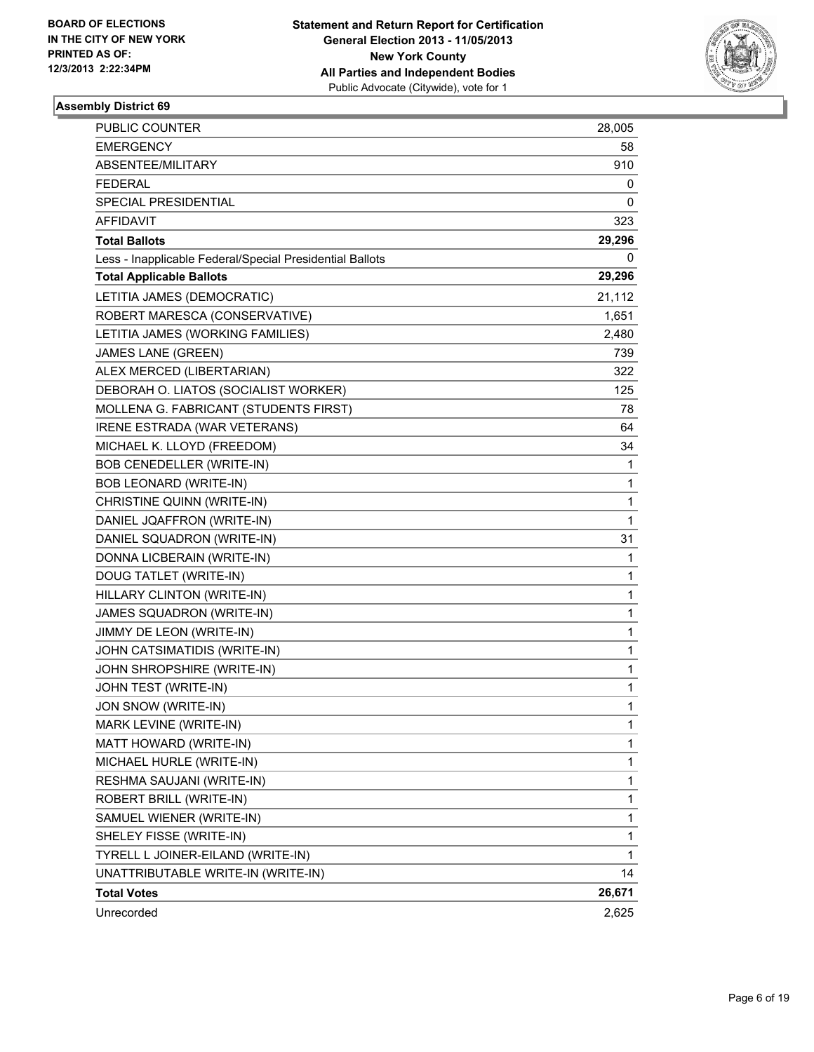**BOARD OF ELECTIONS IN THE CITY OF NEW YORK PRINTED AS OF: 12/3/2013 2:22:34PM**

**Statement and Return Report for Certification General Election 2013 - 11/05/2013 New York County All Parties and Independent Bodies**
Public Advocate (Citywide), vote for 1

### Assembly District 69

| | |
|---|---|
| PUBLIC COUNTER | 28,005 |
| EMERGENCY | 58 |
| ABSENTEE/MILITARY | 910 |
| FEDERAL | 0 |
| SPECIAL PRESIDENTIAL | 0 |
| AFFIDAVIT | 323 |
| **Total Ballots** | **29,296** |
| Less - Inapplicable Federal/Special Presidential Ballots | 0 |
| **Total Applicable Ballots** | **29,296** |
| LETITIA JAMES (DEMOCRATIC) | 21,112 |
| ROBERT MARESCA (CONSERVATIVE) | 1,651 |
| LETITIA JAMES (WORKING FAMILIES) | 2,480 |
| JAMES LANE (GREEN) | 739 |
| ALEX MERCED (LIBERTARIAN) | 322 |
| DEBORAH O. LIATOS (SOCIALIST WORKER) | 125 |
| MOLLENA G. FABRICANT (STUDENTS FIRST) | 78 |
| IRENE ESTRADA (WAR VETERANS) | 64 |
| MICHAEL K. LLOYD (FREEDOM) | 34 |
| BOB CENEDELLER (WRITE-IN) | 1 |
| BOB LEONARD (WRITE-IN) | 1 |
| CHRISTINE QUINN (WRITE-IN) | 1 |
| DANIEL JQAFFRON (WRITE-IN) | 1 |
| DANIEL SQUADRON (WRITE-IN) | 31 |
| DONNA LICBERAIN (WRITE-IN) | 1 |
| DOUG TATLET (WRITE-IN) | 1 |
| HILLARY CLINTON (WRITE-IN) | 1 |
| JAMES SQUADRON (WRITE-IN) | 1 |
| JIMMY DE LEON (WRITE-IN) | 1 |
| JOHN CATSIMATIDIS (WRITE-IN) | 1 |
| JOHN SHROPSHIRE (WRITE-IN) | 1 |
| JOHN TEST (WRITE-IN) | 1 |
| JON SNOW (WRITE-IN) | 1 |
| MARK LEVINE (WRITE-IN) | 1 |
| MATT HOWARD (WRITE-IN) | 1 |
| MICHAEL HURLE (WRITE-IN) | 1 |
| RESHMA SAUJANI (WRITE-IN) | 1 |
| ROBERT BRILL (WRITE-IN) | 1 |
| SAMUEL WIENER (WRITE-IN) | 1 |
| SHELEY FISSE (WRITE-IN) | 1 |
| TYRELL L JOINER-EILAND (WRITE-IN) | 1 |
| UNATTRIBUTABLE WRITE-IN (WRITE-IN) | 14 |
| **Total Votes** | **26,671** |
| Unrecorded | 2,625 |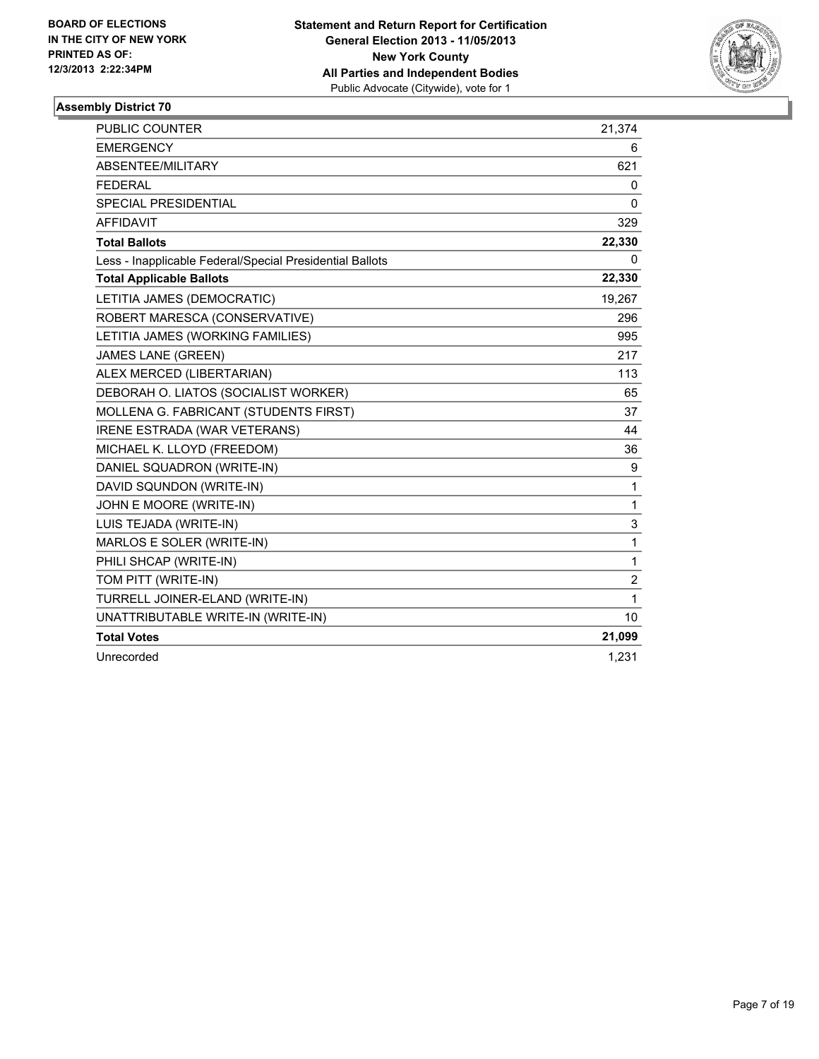**BOARD OF ELECTIONS IN THE CITY OF NEW YORK PRINTED AS OF: 12/3/2013 2:22:34PM**

**Statement and Return Report for Certification**
**General Election 2013 - 11/05/2013**
**New York County**
**All Parties and Independent Bodies**
Public Advocate (Citywide), vote for 1

### Assembly District 70

| | |
|---|---|
| PUBLIC COUNTER | 21,374 |
| EMERGENCY | 6 |
| ABSENTEE/MILITARY | 621 |
| FEDERAL | 0 |
| SPECIAL PRESIDENTIAL | 0 |
| AFFIDAVIT | 329 |
| **Total Ballots** | **22,330** |
| Less - Inapplicable Federal/Special Presidential Ballots | 0 |
| **Total Applicable Ballots** | **22,330** |
| LETITIA JAMES (DEMOCRATIC) | 19,267 |
| ROBERT MARESCA (CONSERVATIVE) | 296 |
| LETITIA JAMES (WORKING FAMILIES) | 995 |
| JAMES LANE (GREEN) | 217 |
| ALEX MERCED (LIBERTARIAN) | 113 |
| DEBORAH O. LIATOS (SOCIALIST WORKER) | 65 |
| MOLLENA G. FABRICANT (STUDENTS FIRST) | 37 |
| IRENE ESTRADA (WAR VETERANS) | 44 |
| MICHAEL K. LLOYD (FREEDOM) | 36 |
| DANIEL SQUADRON (WRITE-IN) | 9 |
| DAVID SQUNDON (WRITE-IN) | 1 |
| JOHN E MOORE (WRITE-IN) | 1 |
| LUIS TEJADA (WRITE-IN) | 3 |
| MARLOS E SOLER (WRITE-IN) | 1 |
| PHILI SHCAP (WRITE-IN) | 1 |
| TOM PITT (WRITE-IN) | 2 |
| TURRELL JOINER-ELAND (WRITE-IN) | 1 |
| UNATTRIBUTABLE WRITE-IN (WRITE-IN) | 10 |
| **Total Votes** | **21,099** |
| Unrecorded | 1,231 |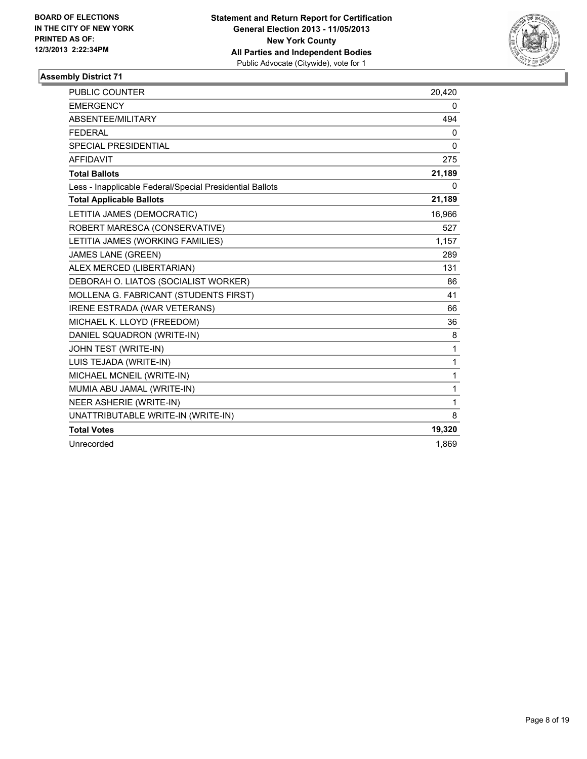BOARD OF ELECTIONS
IN THE CITY OF NEW YORK
PRINTED AS OF:
12/3/2013 2:22:34PM

**Statement and Return Report for Certification**
**General Election 2013 - 11/05/2013**
**New York County**
**All Parties and Independent Bodies**
Public Advocate (Citywide), vote for 1

## Assembly District 71

| | |
|---|---|
| PUBLIC COUNTER | 20,420 |
| EMERGENCY | 0 |
| ABSENTEE/MILITARY | 494 |
| FEDERAL | 0 |
| SPECIAL PRESIDENTIAL | 0 |
| AFFIDAVIT | 275 |
| **Total Ballots** | **21,189** |
| Less - Inapplicable Federal/Special Presidential Ballots | 0 |
| **Total Applicable Ballots** | **21,189** |
| LETITIA JAMES (DEMOCRATIC) | 16,966 |
| ROBERT MARESCA (CONSERVATIVE) | 527 |
| LETITIA JAMES (WORKING FAMILIES) | 1,157 |
| JAMES LANE (GREEN) | 289 |
| ALEX MERCED (LIBERTARIAN) | 131 |
| DEBORAH O. LIATOS (SOCIALIST WORKER) | 86 |
| MOLLENA G. FABRICANT (STUDENTS FIRST) | 41 |
| IRENE ESTRADA (WAR VETERANS) | 66 |
| MICHAEL K. LLOYD (FREEDOM) | 36 |
| DANIEL SQUADRON (WRITE-IN) | 8 |
| JOHN TEST (WRITE-IN) | 1 |
| LUIS TEJADA (WRITE-IN) | 1 |
| MICHAEL MCNEIL (WRITE-IN) | 1 |
| MUMIA ABU JAMAL (WRITE-IN) | 1 |
| NEER ASHERIE (WRITE-IN) | 1 |
| UNATTRIBUTABLE WRITE-IN (WRITE-IN) | 8 |
| **Total Votes** | **19,320** |
| Unrecorded | 1,869 |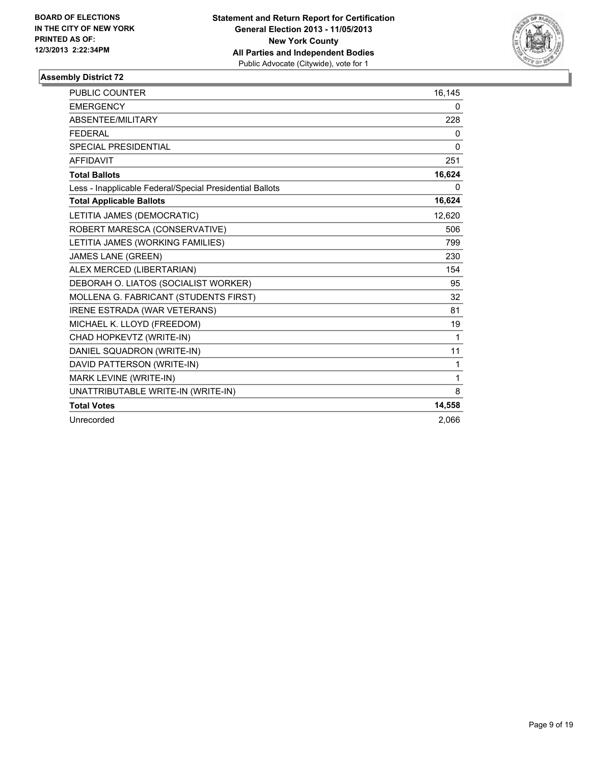**BOARD OF ELECTIONS IN THE CITY OF NEW YORK PRINTED AS OF: 12/3/2013 2:22:34PM**

**Statement and Return Report for Certification**
**General Election 2013 - 11/05/2013**
**New York County**
**All Parties and Independent Bodies**
Public Advocate (Citywide), vote for 1

### Assembly District 72

| | |
|---|---|
| PUBLIC COUNTER | 16,145 |
| EMERGENCY | 0 |
| ABSENTEE/MILITARY | 228 |
| FEDERAL | 0 |
| SPECIAL PRESIDENTIAL | 0 |
| AFFIDAVIT | 251 |
| **Total Ballots** | **16,624** |
| Less - Inapplicable Federal/Special Presidential Ballots | 0 |
| **Total Applicable Ballots** | **16,624** |
| LETITIA JAMES (DEMOCRATIC) | 12,620 |
| ROBERT MARESCA (CONSERVATIVE) | 506 |
| LETITIA JAMES (WORKING FAMILIES) | 799 |
| JAMES LANE (GREEN) | 230 |
| ALEX MERCED (LIBERTARIAN) | 154 |
| DEBORAH O. LIATOS (SOCIALIST WORKER) | 95 |
| MOLLENA G. FABRICANT (STUDENTS FIRST) | 32 |
| IRENE ESTRADA (WAR VETERANS) | 81 |
| MICHAEL K. LLOYD (FREEDOM) | 19 |
| CHAD HOPKEVTZ (WRITE-IN) | 1 |
| DANIEL SQUADRON (WRITE-IN) | 11 |
| DAVID PATTERSON (WRITE-IN) | 1 |
| MARK LEVINE (WRITE-IN) | 1 |
| UNATTRIBUTABLE WRITE-IN (WRITE-IN) | 8 |
| **Total Votes** | **14,558** |
| Unrecorded | 2,066 |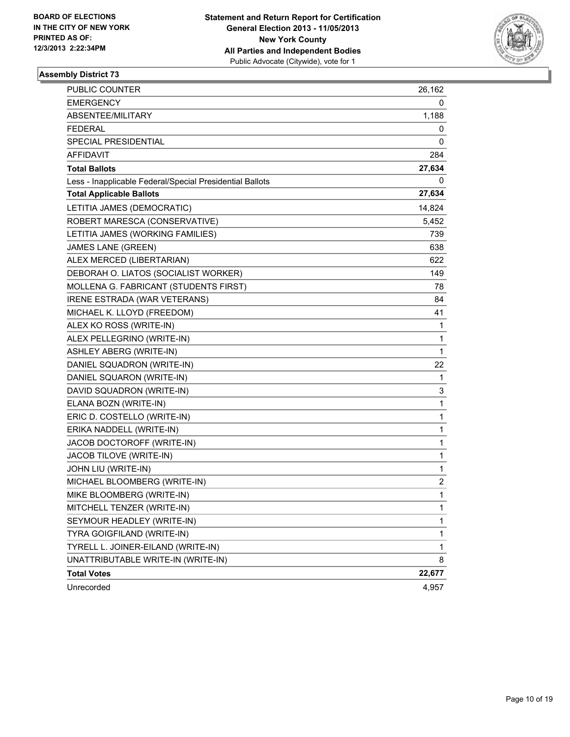**BOARD OF ELECTIONS IN THE CITY OF NEW YORK PRINTED AS OF: 12/3/2013 2:22:34PM**

**Statement and Return Report for Certification**
**General Election 2013 - 11/05/2013**
**New York County**
**All Parties and Independent Bodies**
Public Advocate (Citywide), vote for 1

### Assembly District 73

| | |
|---|---|
| PUBLIC COUNTER | 26,162 |
| EMERGENCY | 0 |
| ABSENTEE/MILITARY | 1,188 |
| FEDERAL | 0 |
| SPECIAL PRESIDENTIAL | 0 |
| AFFIDAVIT | 284 |
| **Total Ballots** | **27,634** |
| Less - Inapplicable Federal/Special Presidential Ballots | 0 |
| **Total Applicable Ballots** | **27,634** |
| LETITIA JAMES (DEMOCRATIC) | 14,824 |
| ROBERT MARESCA (CONSERVATIVE) | 5,452 |
| LETITIA JAMES (WORKING FAMILIES) | 739 |
| JAMES LANE (GREEN) | 638 |
| ALEX MERCED (LIBERTARIAN) | 622 |
| DEBORAH O. LIATOS (SOCIALIST WORKER) | 149 |
| MOLLENA G. FABRICANT (STUDENTS FIRST) | 78 |
| IRENE ESTRADA (WAR VETERANS) | 84 |
| MICHAEL K. LLOYD (FREEDOM) | 41 |
| ALEX KO ROSS (WRITE-IN) | 1 |
| ALEX PELLEGRINO (WRITE-IN) | 1 |
| ASHLEY ABERG (WRITE-IN) | 1 |
| DANIEL SQUADRON (WRITE-IN) | 22 |
| DANIEL SQUARON (WRITE-IN) | 1 |
| DAVID SQUADRON (WRITE-IN) | 3 |
| ELANA BOZN (WRITE-IN) | 1 |
| ERIC D. COSTELLO (WRITE-IN) | 1 |
| ERIKA NADDELL (WRITE-IN) | 1 |
| JACOB DOCTOROFF (WRITE-IN) | 1 |
| JACOB TILOVE (WRITE-IN) | 1 |
| JOHN LIU (WRITE-IN) | 1 |
| MICHAEL BLOOMBERG (WRITE-IN) | 2 |
| MIKE BLOOMBERG (WRITE-IN) | 1 |
| MITCHELL TENZER (WRITE-IN) | 1 |
| SEYMOUR HEADLEY (WRITE-IN) | 1 |
| TYRA GOIGFILAND (WRITE-IN) | 1 |
| TYRELL L. JOINER-EILAND (WRITE-IN) | 1 |
| UNATTRIBUTABLE WRITE-IN (WRITE-IN) | 8 |
| **Total Votes** | **22,677** |
| Unrecorded | 4,957 |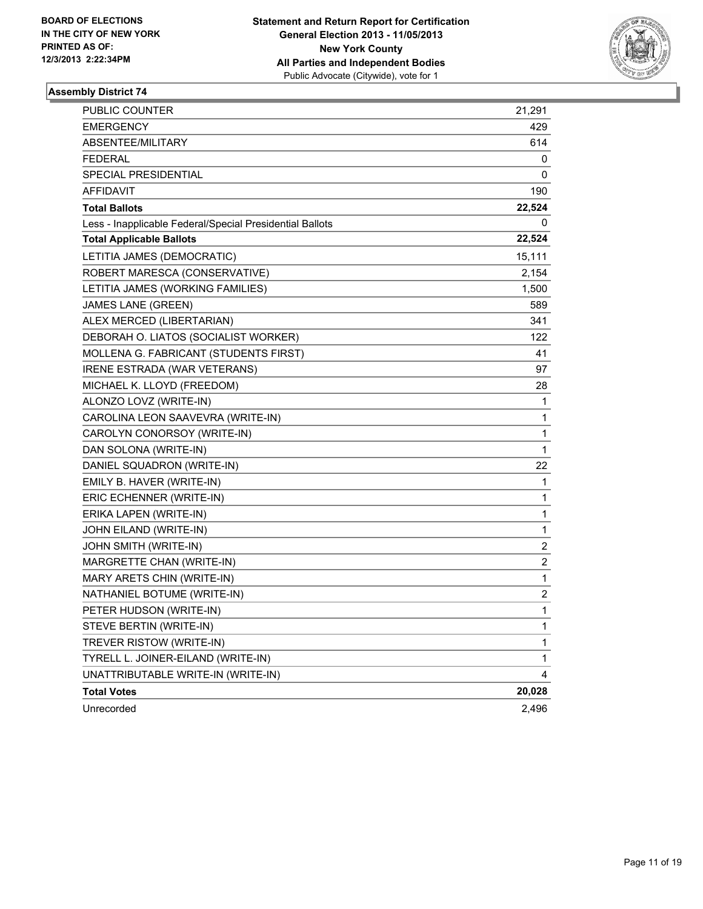BOARD OF ELECTIONS
IN THE CITY OF NEW YORK
PRINTED AS OF:
12/3/2013 2:22:34PM

**Statement and Return Report for Certification**
**General Election 2013 - 11/05/2013**
**New York County**
**All Parties and Independent Bodies**
Public Advocate (Citywide), vote for 1

### Assembly District 74

| | |
|---|---|
| PUBLIC COUNTER | 21,291 |
| EMERGENCY | 429 |
| ABSENTEE/MILITARY | 614 |
| FEDERAL | 0 |
| SPECIAL PRESIDENTIAL | 0 |
| AFFIDAVIT | 190 |
| **Total Ballots** | **22,524** |
| Less - Inapplicable Federal/Special Presidential Ballots | 0 |
| **Total Applicable Ballots** | **22,524** |
| LETITIA JAMES (DEMOCRATIC) | 15,111 |
| ROBERT MARESCA (CONSERVATIVE) | 2,154 |
| LETITIA JAMES (WORKING FAMILIES) | 1,500 |
| JAMES LANE (GREEN) | 589 |
| ALEX MERCED (LIBERTARIAN) | 341 |
| DEBORAH O. LIATOS (SOCIALIST WORKER) | 122 |
| MOLLENA G. FABRICANT (STUDENTS FIRST) | 41 |
| IRENE ESTRADA (WAR VETERANS) | 97 |
| MICHAEL K. LLOYD (FREEDOM) | 28 |
| ALONZO LOVZ (WRITE-IN) | 1 |
| CAROLINA LEON SAAVEVRA (WRITE-IN) | 1 |
| CAROLYN CONORSOY (WRITE-IN) | 1 |
| DAN SOLONA (WRITE-IN) | 1 |
| DANIEL SQUADRON (WRITE-IN) | 22 |
| EMILY B. HAVER (WRITE-IN) | 1 |
| ERIC ECHENNER (WRITE-IN) | 1 |
| ERIKA LAPEN (WRITE-IN) | 1 |
| JOHN EILAND (WRITE-IN) | 1 |
| JOHN SMITH (WRITE-IN) | 2 |
| MARGRETTE CHAN (WRITE-IN) | 2 |
| MARY ARETS CHIN (WRITE-IN) | 1 |
| NATHANIEL BOTUME (WRITE-IN) | 2 |
| PETER HUDSON (WRITE-IN) | 1 |
| STEVE BERTIN (WRITE-IN) | 1 |
| TREVER RISTOW (WRITE-IN) | 1 |
| TYRELL L. JOINER-EILAND (WRITE-IN) | 1 |
| UNATTRIBUTABLE WRITE-IN (WRITE-IN) | 4 |
| **Total Votes** | **20,028** |
| Unrecorded | 2,496 |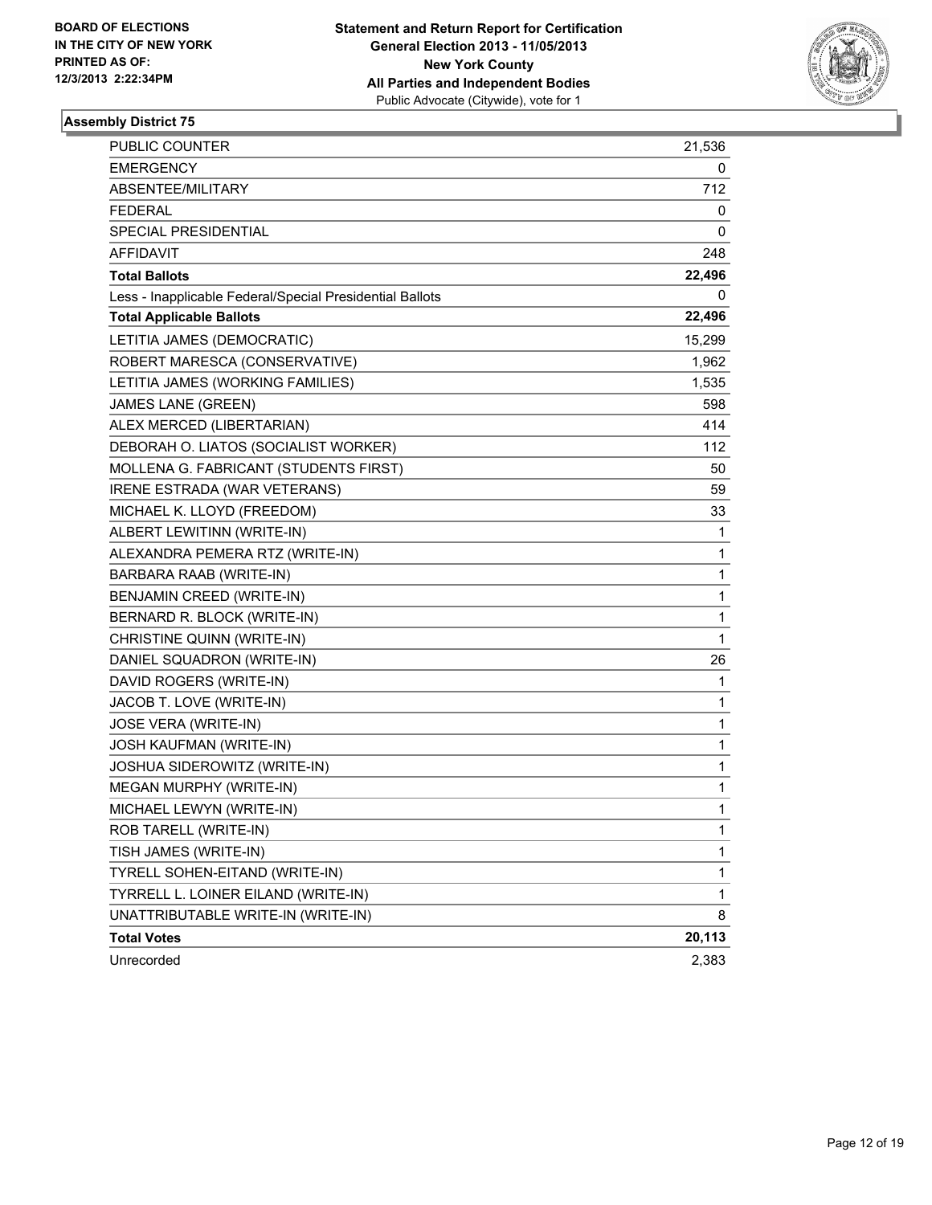BOARD OF ELECTIONS
IN THE CITY OF NEW YORK
PRINTED AS OF:
12/3/2013 2:22:34PM

**Statement and Return Report for Certification**
**General Election 2013 - 11/05/2013**
**New York County**
**All Parties and Independent Bodies**
Public Advocate (Citywide), vote for 1

### Assembly District 75

| | |
|---|---|
| PUBLIC COUNTER | 21,536 |
| EMERGENCY | 0 |
| ABSENTEE/MILITARY | 712 |
| FEDERAL | 0 |
| SPECIAL PRESIDENTIAL | 0 |
| AFFIDAVIT | 248 |
| **Total Ballots** | **22,496** |
| Less - Inapplicable Federal/Special Presidential Ballots | 0 |
| **Total Applicable Ballots** | **22,496** |
| LETITIA JAMES (DEMOCRATIC) | 15,299 |
| ROBERT MARESCA (CONSERVATIVE) | 1,962 |
| LETITIA JAMES (WORKING FAMILIES) | 1,535 |
| JAMES LANE (GREEN) | 598 |
| ALEX MERCED (LIBERTARIAN) | 414 |
| DEBORAH O. LIATOS (SOCIALIST WORKER) | 112 |
| MOLLENA G. FABRICANT (STUDENTS FIRST) | 50 |
| IRENE ESTRADA (WAR VETERANS) | 59 |
| MICHAEL K. LLOYD (FREEDOM) | 33 |
| ALBERT LEWITINN (WRITE-IN) | 1 |
| ALEXANDRA PEMERA RTZ (WRITE-IN) | 1 |
| BARBARA RAAB (WRITE-IN) | 1 |
| BENJAMIN CREED (WRITE-IN) | 1 |
| BERNARD R. BLOCK (WRITE-IN) | 1 |
| CHRISTINE QUINN (WRITE-IN) | 1 |
| DANIEL SQUADRON (WRITE-IN) | 26 |
| DAVID ROGERS (WRITE-IN) | 1 |
| JACOB T. LOVE (WRITE-IN) | 1 |
| JOSE VERA (WRITE-IN) | 1 |
| JOSH KAUFMAN (WRITE-IN) | 1 |
| JOSHUA SIDEROWITZ (WRITE-IN) | 1 |
| MEGAN MURPHY (WRITE-IN) | 1 |
| MICHAEL LEWYN (WRITE-IN) | 1 |
| ROB TARELL (WRITE-IN) | 1 |
| TISH JAMES (WRITE-IN) | 1 |
| TYRELL SOHEN-EITAND (WRITE-IN) | 1 |
| TYRRELL L. LOINER EILAND (WRITE-IN) | 1 |
| UNATTRIBUTABLE WRITE-IN (WRITE-IN) | 8 |
| **Total Votes** | **20,113** |
| Unrecorded | 2,383 |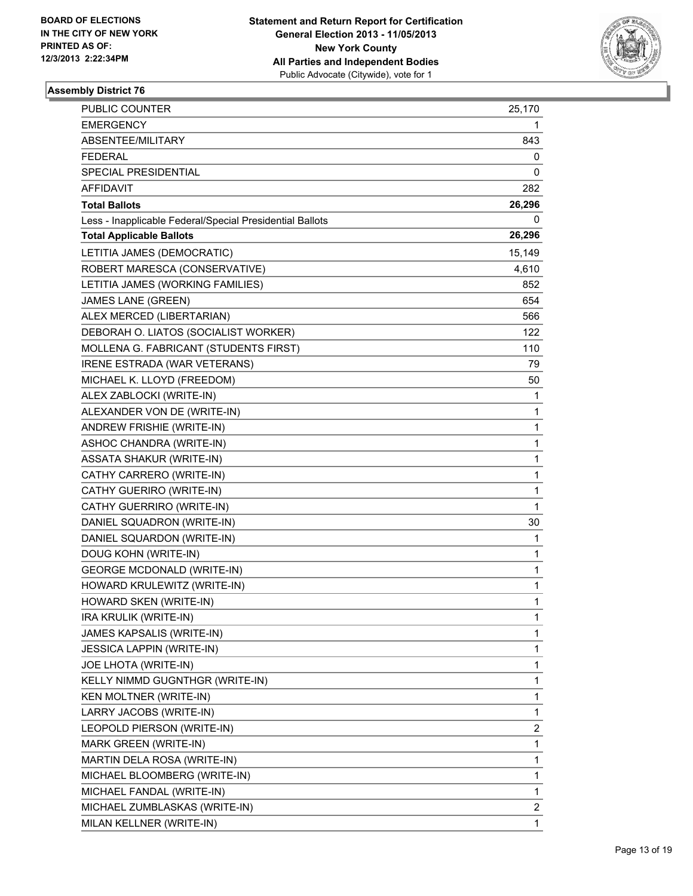**BOARD OF ELECTIONS IN THE CITY OF NEW YORK PRINTED AS OF: 12/3/2013 2:22:34PM**

**Statement and Return Report for Certification**
**General Election 2013 - 11/05/2013**
**New York County**
**All Parties and Independent Bodies**
Public Advocate (Citywide), vote for 1

### Assembly District 76

| | |
|---|---|
| PUBLIC COUNTER | 25,170 |
| EMERGENCY | 1 |
| ABSENTEE/MILITARY | 843 |
| FEDERAL | 0 |
| SPECIAL PRESIDENTIAL | 0 |
| AFFIDAVIT | 282 |
| **Total Ballots** | **26,296** |
| Less - Inapplicable Federal/Special Presidential Ballots | 0 |
| **Total Applicable Ballots** | **26,296** |
| LETITIA JAMES (DEMOCRATIC) | 15,149 |
| ROBERT MARESCA (CONSERVATIVE) | 4,610 |
| LETITIA JAMES (WORKING FAMILIES) | 852 |
| JAMES LANE (GREEN) | 654 |
| ALEX MERCED (LIBERTARIAN) | 566 |
| DEBORAH O. LIATOS (SOCIALIST WORKER) | 122 |
| MOLLENA G. FABRICANT (STUDENTS FIRST) | 110 |
| IRENE ESTRADA (WAR VETERANS) | 79 |
| MICHAEL K. LLOYD (FREEDOM) | 50 |
| ALEX ZABLOCKI (WRITE-IN) | 1 |
| ALEXANDER VON DE (WRITE-IN) | 1 |
| ANDREW FRISHIE (WRITE-IN) | 1 |
| ASHOC CHANDRA (WRITE-IN) | 1 |
| ASSATA SHAKUR (WRITE-IN) | 1 |
| CATHY CARRERO (WRITE-IN) | 1 |
| CATHY GUERIRO (WRITE-IN) | 1 |
| CATHY GUERRIRO (WRITE-IN) | 1 |
| DANIEL SQUADRON (WRITE-IN) | 30 |
| DANIEL SQUARDON (WRITE-IN) | 1 |
| DOUG KOHN (WRITE-IN) | 1 |
| GEORGE MCDONALD (WRITE-IN) | 1 |
| HOWARD KRULEWITZ (WRITE-IN) | 1 |
| HOWARD SKEN (WRITE-IN) | 1 |
| IRA KRULIK (WRITE-IN) | 1 |
| JAMES KAPSALIS (WRITE-IN) | 1 |
| JESSICA LAPPIN (WRITE-IN) | 1 |
| JOE LHOTA (WRITE-IN) | 1 |
| KELLY NIMMD GUGNTHGR (WRITE-IN) | 1 |
| KEN MOLTNER (WRITE-IN) | 1 |
| LARRY JACOBS (WRITE-IN) | 1 |
| LEOPOLD PIERSON (WRITE-IN) | 2 |
| MARK GREEN (WRITE-IN) | 1 |
| MARTIN DELA ROSA (WRITE-IN) | 1 |
| MICHAEL BLOOMBERG (WRITE-IN) | 1 |
| MICHAEL FANDAL (WRITE-IN) | 1 |
| MICHAEL ZUMBLASKAS (WRITE-IN) | 2 |
| MILAN KELLNER (WRITE-IN) | 1 |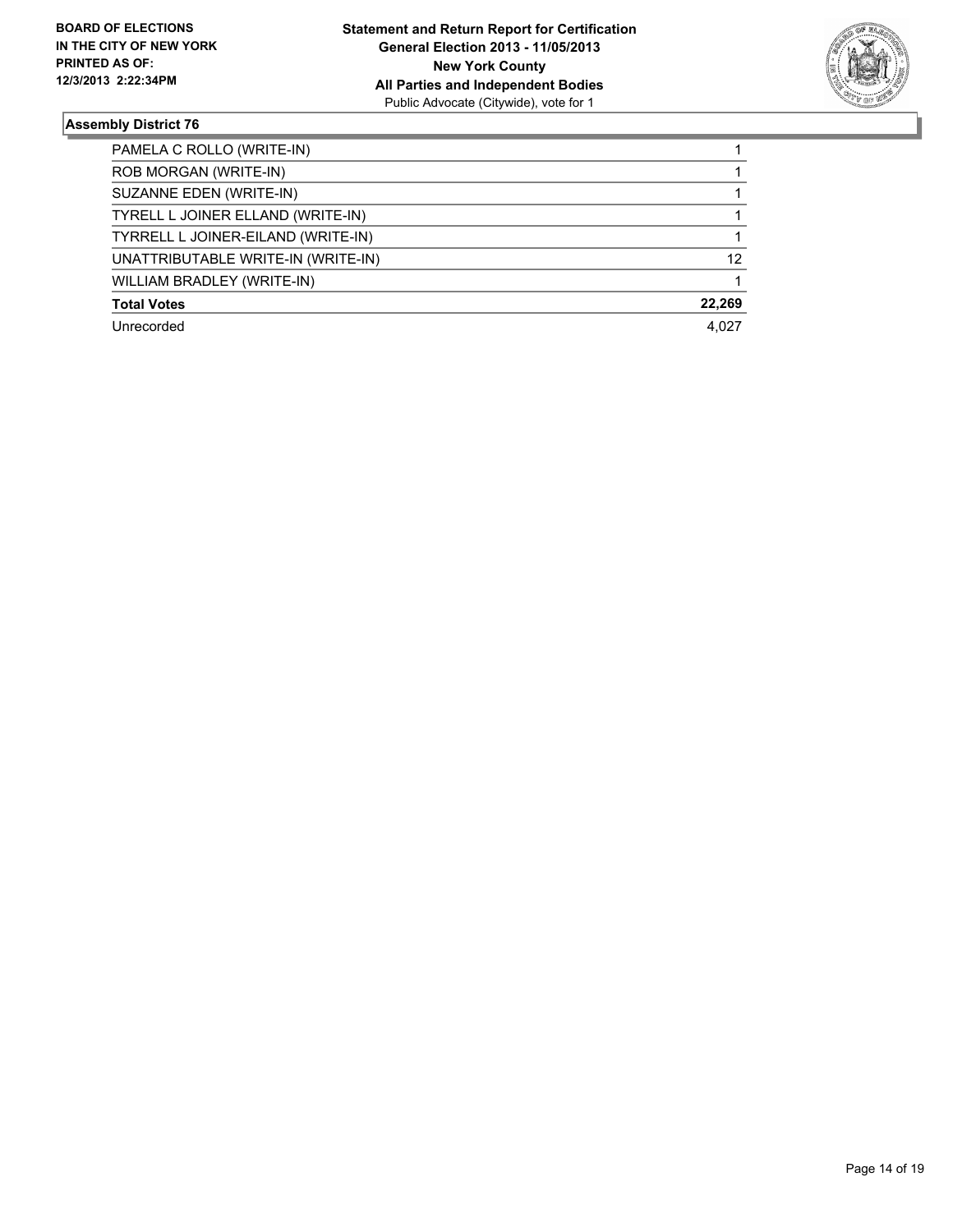**BOARD OF ELECTIONS IN THE CITY OF NEW YORK PRINTED AS OF: 12/3/2013 2:22:34PM**

**Statement and Return Report for Certification**
**General Election 2013 - 11/05/2013**
**New York County**
**All Parties and Independent Bodies**
Public Advocate (Citywide), vote for 1

### Assembly District 76

| Candidate | Votes |
| --- | --- |
| PAMELA C ROLLO (WRITE-IN) | 1 |
| ROB MORGAN (WRITE-IN) | 1 |
| SUZANNE EDEN (WRITE-IN) | 1 |
| TYRELL L JOINER ELLAND (WRITE-IN) | 1 |
| TYRRELL L JOINER-EILAND (WRITE-IN) | 1 |
| UNATTRIBUTABLE WRITE-IN (WRITE-IN) | 12 |
| WILLIAM BRADLEY (WRITE-IN) | 1 |
| **Total Votes** | **22,269** |
| Unrecorded | 4,027 |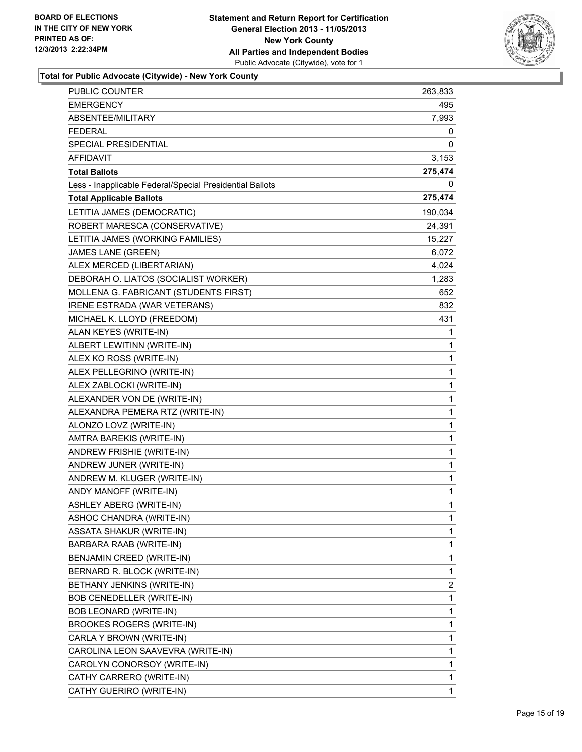**BOARD OF ELECTIONS IN THE CITY OF NEW YORK**
**PRINTED AS OF: 12/3/2013 2:22:34PM**

**Statement and Return Report for Certification**
**General Election 2013 - 11/05/2013**
**New York County**
**All Parties and Independent Bodies**
Public Advocate (Citywide), vote for 1

**Total for Public Advocate (Citywide) - New York County**

| | |
|---|---|
| PUBLIC COUNTER | 263,833 |
| EMERGENCY | 495 |
| ABSENTEE/MILITARY | 7,993 |
| FEDERAL | 0 |
| SPECIAL PRESIDENTIAL | 0 |
| AFFIDAVIT | 3,153 |
| **Total Ballots** | **275,474** |
| Less - Inapplicable Federal/Special Presidential Ballots | 0 |
| **Total Applicable Ballots** | **275,474** |
| LETITIA JAMES (DEMOCRATIC) | 190,034 |
| ROBERT MARESCA (CONSERVATIVE) | 24,391 |
| LETITIA JAMES (WORKING FAMILIES) | 15,227 |
| JAMES LANE (GREEN) | 6,072 |
| ALEX MERCED (LIBERTARIAN) | 4,024 |
| DEBORAH O. LIATOS (SOCIALIST WORKER) | 1,283 |
| MOLLENA G. FABRICANT (STUDENTS FIRST) | 652 |
| IRENE ESTRADA (WAR VETERANS) | 832 |
| MICHAEL K. LLOYD (FREEDOM) | 431 |
| ALAN KEYES (WRITE-IN) | 1 |
| ALBERT LEWITINN (WRITE-IN) | 1 |
| ALEX KO ROSS (WRITE-IN) | 1 |
| ALEX PELLEGRINO (WRITE-IN) | 1 |
| ALEX ZABLOCKI (WRITE-IN) | 1 |
| ALEXANDER VON DE (WRITE-IN) | 1 |
| ALEXANDRA PEMERA RTZ (WRITE-IN) | 1 |
| ALONZO LOVZ (WRITE-IN) | 1 |
| AMTRA BAREKIS (WRITE-IN) | 1 |
| ANDREW FRISHIE (WRITE-IN) | 1 |
| ANDREW JUNER (WRITE-IN) | 1 |
| ANDREW M. KLUGER (WRITE-IN) | 1 |
| ANDY MANOFF (WRITE-IN) | 1 |
| ASHLEY ABERG (WRITE-IN) | 1 |
| ASHOC CHANDRA (WRITE-IN) | 1 |
| ASSATA SHAKUR (WRITE-IN) | 1 |
| BARBARA RAAB (WRITE-IN) | 1 |
| BENJAMIN CREED (WRITE-IN) | 1 |
| BERNARD R. BLOCK (WRITE-IN) | 1 |
| BETHANY JENKINS (WRITE-IN) | 2 |
| BOB CENEDELLER (WRITE-IN) | 1 |
| BOB LEONARD (WRITE-IN) | 1 |
| BROOKES ROGERS (WRITE-IN) | 1 |
| CARLA Y BROWN (WRITE-IN) | 1 |
| CAROLINA LEON SAAVEVRA (WRITE-IN) | 1 |
| CAROLYN CONORSOY (WRITE-IN) | 1 |
| CATHY CARRERO (WRITE-IN) | 1 |
| CATHY GUERIRO (WRITE-IN) | 1 |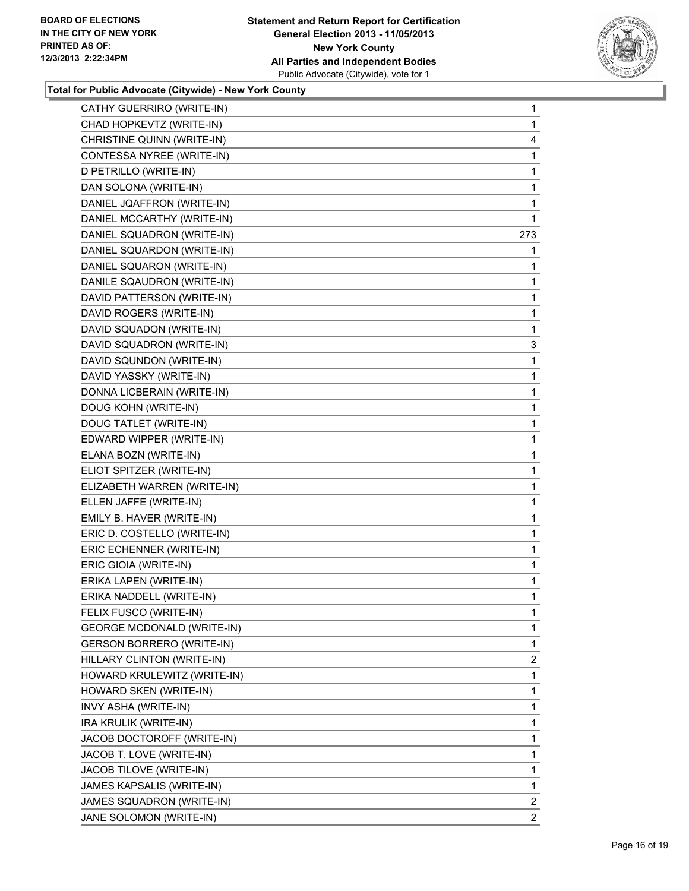BOARD OF ELECTIONS
IN THE CITY OF NEW YORK
PRINTED AS OF:
12/3/2013 2:22:34PM

**Statement and Return Report for Certification**
**General Election 2013 - 11/05/2013**
**New York County**
**All Parties and Independent Bodies**
Public Advocate (Citywide), vote for 1

**Total for Public Advocate (Citywide) - New York County**

| | |
|---|---|
| CATHY GUERRIRO (WRITE-IN) | 1 |
| CHAD HOPKEVTZ (WRITE-IN) | 1 |
| CHRISTINE QUINN (WRITE-IN) | 4 |
| CONTESSA NYREE (WRITE-IN) | 1 |
| D PETRILLO (WRITE-IN) | 1 |
| DAN SOLONA (WRITE-IN) | 1 |
| DANIEL JQAFFRON (WRITE-IN) | 1 |
| DANIEL MCCARTHY (WRITE-IN) | 1 |
| DANIEL SQUADRON (WRITE-IN) | 273 |
| DANIEL SQUARDON (WRITE-IN) | 1 |
| DANIEL SQUARON (WRITE-IN) | 1 |
| DANILE SQAUDRON (WRITE-IN) | 1 |
| DAVID PATTERSON (WRITE-IN) | 1 |
| DAVID ROGERS (WRITE-IN) | 1 |
| DAVID SQUADON (WRITE-IN) | 1 |
| DAVID SQUADRON (WRITE-IN) | 3 |
| DAVID SQUNDON (WRITE-IN) | 1 |
| DAVID YASSKY (WRITE-IN) | 1 |
| DONNA LICBERAIN (WRITE-IN) | 1 |
| DOUG KOHN (WRITE-IN) | 1 |
| DOUG TATLET (WRITE-IN) | 1 |
| EDWARD WIPPER (WRITE-IN) | 1 |
| ELANA BOZN (WRITE-IN) | 1 |
| ELIOT SPITZER (WRITE-IN) | 1 |
| ELIZABETH WARREN (WRITE-IN) | 1 |
| ELLEN JAFFE (WRITE-IN) | 1 |
| EMILY B. HAVER (WRITE-IN) | 1 |
| ERIC D. COSTELLO (WRITE-IN) | 1 |
| ERIC ECHENNER (WRITE-IN) | 1 |
| ERIC GIOIA (WRITE-IN) | 1 |
| ERIKA LAPEN (WRITE-IN) | 1 |
| ERIKA NADDELL (WRITE-IN) | 1 |
| FELIX FUSCO (WRITE-IN) | 1 |
| GEORGE MCDONALD (WRITE-IN) | 1 |
| GERSON BORRERO (WRITE-IN) | 1 |
| HILLARY CLINTON (WRITE-IN) | 2 |
| HOWARD KRULEWITZ (WRITE-IN) | 1 |
| HOWARD SKEN (WRITE-IN) | 1 |
| INVY ASHA (WRITE-IN) | 1 |
| IRA KRULIK (WRITE-IN) | 1 |
| JACOB DOCTOROFF (WRITE-IN) | 1 |
| JACOB T. LOVE (WRITE-IN) | 1 |
| JACOB TILOVE (WRITE-IN) | 1 |
| JAMES KAPSALIS (WRITE-IN) | 1 |
| JAMES SQUADRON (WRITE-IN) | 2 |
| JANE SOLOMON (WRITE-IN) | 2 |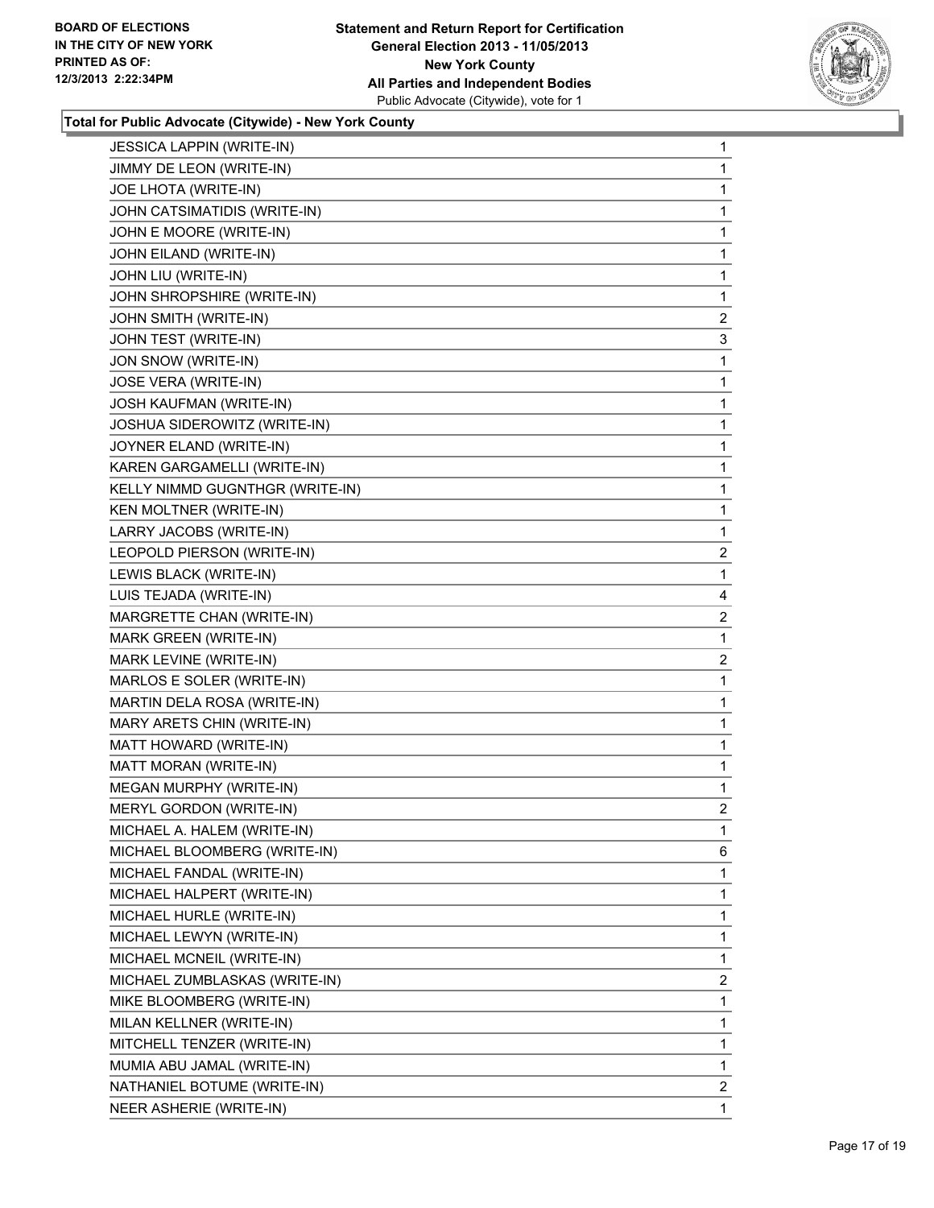**BOARD OF ELECTIONS IN THE CITY OF NEW YORK PRINTED AS OF: 12/3/2013 2:22:34PM**

**Statement and Return Report for Certification General Election 2013 - 11/05/2013 New York County All Parties and Independent Bodies**
Public Advocate (Citywide), vote for 1

**Total for Public Advocate (Citywide) - New York County**

| | |
|---|---|
| JESSICA LAPPIN (WRITE-IN) | 1 |
| JIMMY DE LEON (WRITE-IN) | 1 |
| JOE LHOTA (WRITE-IN) | 1 |
| JOHN CATSIMATIDIS (WRITE-IN) | 1 |
| JOHN E MOORE (WRITE-IN) | 1 |
| JOHN EILAND (WRITE-IN) | 1 |
| JOHN LIU (WRITE-IN) | 1 |
| JOHN SHROPSHIRE (WRITE-IN) | 1 |
| JOHN SMITH (WRITE-IN) | 2 |
| JOHN TEST (WRITE-IN) | 3 |
| JON SNOW (WRITE-IN) | 1 |
| JOSE VERA (WRITE-IN) | 1 |
| JOSH KAUFMAN (WRITE-IN) | 1 |
| JOSHUA SIDEROWITZ (WRITE-IN) | 1 |
| JOYNER ELAND (WRITE-IN) | 1 |
| KAREN GARGAMELLI (WRITE-IN) | 1 |
| KELLY NIMMD GUGNTHGR (WRITE-IN) | 1 |
| KEN MOLTNER (WRITE-IN) | 1 |
| LARRY JACOBS (WRITE-IN) | 1 |
| LEOPOLD PIERSON (WRITE-IN) | 2 |
| LEWIS BLACK (WRITE-IN) | 1 |
| LUIS TEJADA (WRITE-IN) | 4 |
| MARGRETTE CHAN (WRITE-IN) | 2 |
| MARK GREEN (WRITE-IN) | 1 |
| MARK LEVINE (WRITE-IN) | 2 |
| MARLOS E SOLER (WRITE-IN) | 1 |
| MARTIN DELA ROSA (WRITE-IN) | 1 |
| MARY ARETS CHIN (WRITE-IN) | 1 |
| MATT HOWARD (WRITE-IN) | 1 |
| MATT MORAN (WRITE-IN) | 1 |
| MEGAN MURPHY (WRITE-IN) | 1 |
| MERYL GORDON (WRITE-IN) | 2 |
| MICHAEL A. HALEM (WRITE-IN) | 1 |
| MICHAEL BLOOMBERG (WRITE-IN) | 6 |
| MICHAEL FANDAL (WRITE-IN) | 1 |
| MICHAEL HALPERT (WRITE-IN) | 1 |
| MICHAEL HURLE (WRITE-IN) | 1 |
| MICHAEL LEWYN (WRITE-IN) | 1 |
| MICHAEL MCNEIL (WRITE-IN) | 1 |
| MICHAEL ZUMBLASKAS (WRITE-IN) | 2 |
| MIKE BLOOMBERG (WRITE-IN) | 1 |
| MILAN KELLNER (WRITE-IN) | 1 |
| MITCHELL TENZER (WRITE-IN) | 1 |
| MUMIA ABU JAMAL (WRITE-IN) | 1 |
| NATHANIEL BOTUME (WRITE-IN) | 2 |
| NEER ASHERIE (WRITE-IN) | 1 |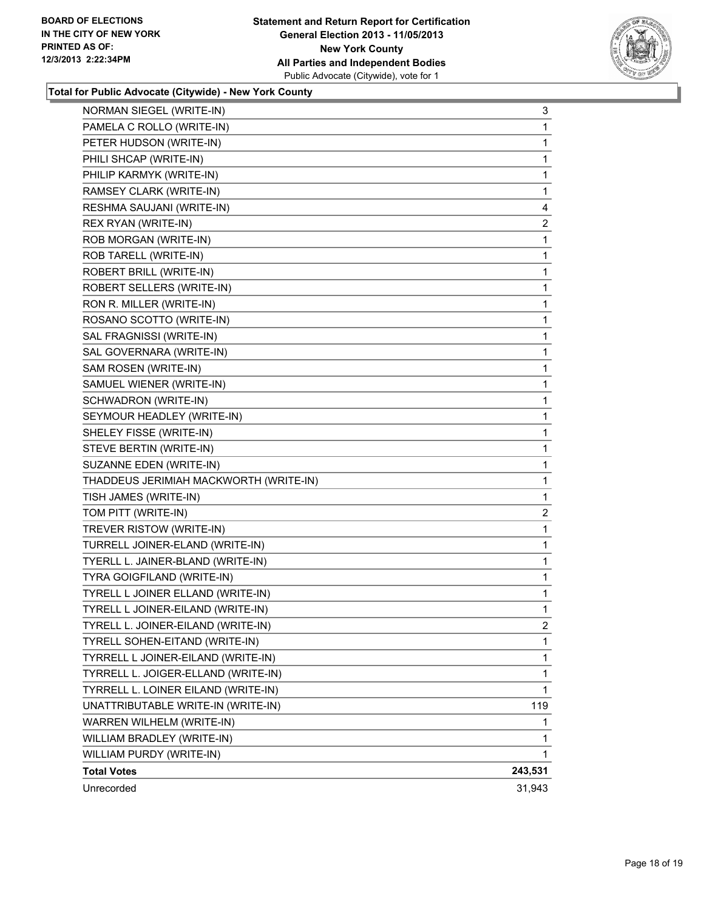**Statement and Return Report for Certification**
**General Election 2013 - 11/05/2013**
**New York County**
**All Parties and Independent Bodies**
Public Advocate (Citywide), vote for 1

BOARD OF ELECTIONS
IN THE CITY OF NEW YORK
PRINTED AS OF:
12/3/2013 2:22:34PM

**Total for Public Advocate (Citywide) - New York County**

| | |
|---|---|
| NORMAN SIEGEL (WRITE-IN) | 3 |
| PAMELA C ROLLO (WRITE-IN) | 1 |
| PETER HUDSON (WRITE-IN) | 1 |
| PHILI SHCAP (WRITE-IN) | 1 |
| PHILIP KARMYK (WRITE-IN) | 1 |
| RAMSEY CLARK (WRITE-IN) | 1 |
| RESHMA SAUJANI (WRITE-IN) | 4 |
| REX RYAN (WRITE-IN) | 2 |
| ROB MORGAN (WRITE-IN) | 1 |
| ROB TARELL (WRITE-IN) | 1 |
| ROBERT BRILL (WRITE-IN) | 1 |
| ROBERT SELLERS (WRITE-IN) | 1 |
| RON R. MILLER (WRITE-IN) | 1 |
| ROSANO SCOTTO (WRITE-IN) | 1 |
| SAL FRAGNISSI (WRITE-IN) | 1 |
| SAL GOVERNARA (WRITE-IN) | 1 |
| SAM ROSEN (WRITE-IN) | 1 |
| SAMUEL WIENER (WRITE-IN) | 1 |
| SCHWADRON (WRITE-IN) | 1 |
| SEYMOUR HEADLEY (WRITE-IN) | 1 |
| SHELEY FISSE (WRITE-IN) | 1 |
| STEVE BERTIN (WRITE-IN) | 1 |
| SUZANNE EDEN (WRITE-IN) | 1 |
| THADDEUS JERIMIAH MACKWORTH (WRITE-IN) | 1 |
| TISH JAMES (WRITE-IN) | 1 |
| TOM PITT (WRITE-IN) | 2 |
| TREVER RISTOW (WRITE-IN) | 1 |
| TURRELL JOINER-ELAND (WRITE-IN) | 1 |
| TYERLL L. JAINER-BLAND (WRITE-IN) | 1 |
| TYRA GOIGFILAND (WRITE-IN) | 1 |
| TYRELL L JOINER ELLAND (WRITE-IN) | 1 |
| TYRELL L JOINER-EILAND (WRITE-IN) | 1 |
| TYRELL L. JOINER-EILAND (WRITE-IN) | 2 |
| TYRELL SOHEN-EITAND (WRITE-IN) | 1 |
| TYRRELL L JOINER-EILAND (WRITE-IN) | 1 |
| TYRRELL L. JOIGER-ELLAND (WRITE-IN) | 1 |
| TYRRELL L. LOINER EILAND (WRITE-IN) | 1 |
| UNATTRIBUTABLE WRITE-IN (WRITE-IN) | 119 |
| WARREN WILHELM (WRITE-IN) | 1 |
| WILLIAM BRADLEY (WRITE-IN) | 1 |
| WILLIAM PURDY (WRITE-IN) | 1 |
| **Total Votes** | **243,531** |
| Unrecorded | 31,943 |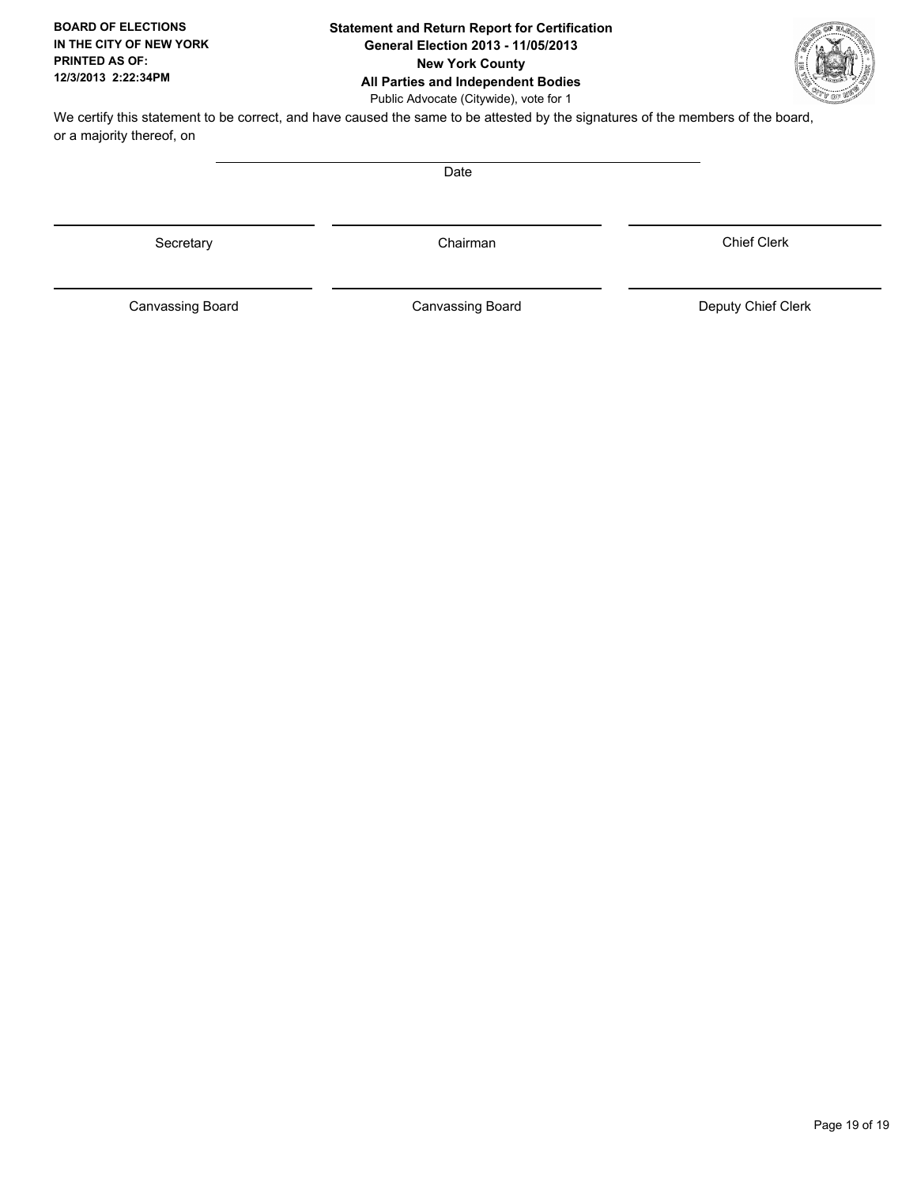We certify this statement to be correct, and have caused the same to be attested by the signatures of the members of the board, or a majority thereof, on

Date

| | | |
|---|---|---|
| Secretary | Chairman | Chief Clerk |
| Canvassing Board | Canvassing Board | Deputy Chief Clerk |